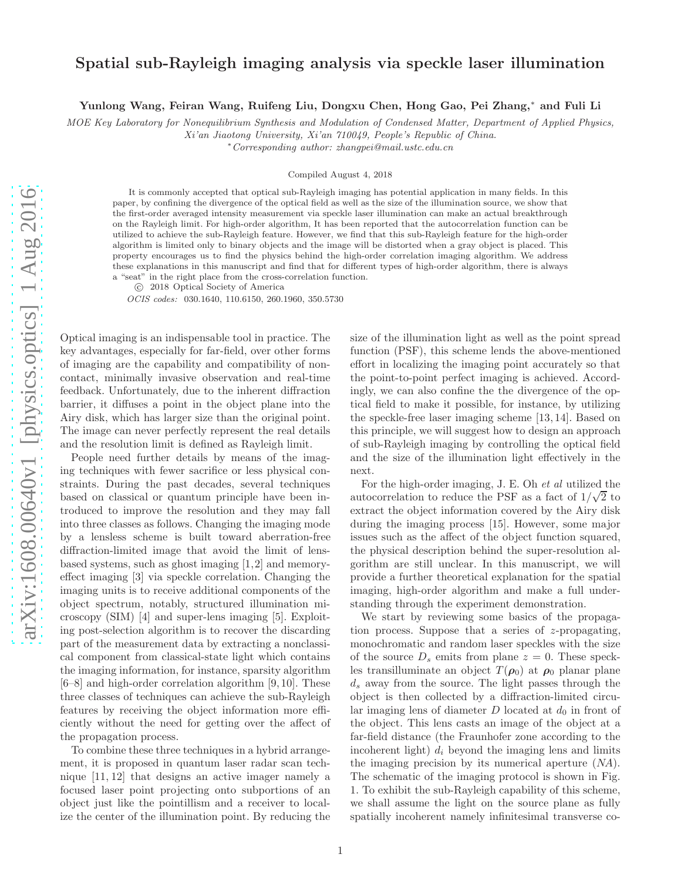# Spatial sub-Rayleigh imaging analysis via speckle laser illumination

**Yunlong Wang, Feiran Wang, Ruifeng Liu, Dongxu Chen, Hong Gao, Pei Zhang,* and Fuli Li**

*MOE Key Laboratory for Nonequilibrium Synthesis and Modulation of Condensed Matter, Department of Applied Physics, Xi'an Jiaotong University, Xi'an 710049, People's Republic of China.*

*\*Corresponding author: zhangpei@mail.ustc.edu.cn*

Compiled August 4, 2018

It is commonly accepted that optical sub-Rayleigh imaging has potential application in many fields. In this paper, by confining the divergence of the optical field as well as the size of the illumination source, we show that the first-order averaged intensity measurement via speckle laser illumination can make an actual breakthrough on the Rayleigh limit. For high-order algorithm, It has been reported that the autocorrelation function can be utilized to achieve the sub-Rayleigh feature. However, we find that this sub-Rayleigh feature for the high-order algorithm is limited only to binary objects and the image will be distorted when a gray object is placed. This property encourages us to find the physics behind the high-order correlation imaging algorithm. We address these explanations in this manuscript and find that for different types of high-order algorithm, there is always a "seat" in the right place from the cross-correlation function.

© 2018 Optical Society of America

*OCIS codes:* 030.1640, 110.6150, 260.1960, 350.5730

Optical imaging is an indispensable tool in practice. The key advantages, especially for far-field, over other forms of imaging are the capability and compatibility of non-contact, minimally invasive observation and real-time feedback. Unfortunately, due to the inherent diffraction barrier, it diffuses a point in the object plane into the Airy disk, which has larger size than the original point. The image can never perfectly represent the real details and the resolution limit is defined as Rayleigh limit.

People need further details by means of the imaging techniques with fewer sacrifice or less physical constraints. During the past decades, several techniques based on classical or quantum principle have been introduced to improve the resolution and they may fall into three classes as follows. Changing the imaging mode by a lensless scheme is built toward aberration-free diffraction-limited image that avoid the limit of lens-based systems, such as ghost imaging [1,2] and memory-effect imaging [3] via speckle correlation. Changing the imaging units is to receive additional components of the object spectrum, notably, structured illumination microscopy (SIM) [4] and super-lens imaging [5]. Exploiting post-selection algorithm is to recover the discarding part of the measurement data by extracting a nonclassical component from classical-state light which contains the imaging information, for instance, sparsity algorithm [6–8] and high-order correlation algorithm [9,10]. These three classes of techniques can achieve the sub-Rayleigh features by receiving the object information more efficiently without the need for getting over the affect of the propagation process.

To combine these three techniques in a hybrid arrangement, it is proposed in quantum laser radar scan technique [11,12] that designs an active imager namely a focused laser point projecting onto subportions of an object just like the pointillism and a receiver to localize the center of the illumination point. By reducing the size of the illumination light as well as the point spread function (PSF), this scheme lends the above-mentioned effort in localizing the imaging point accurately so that the point-to-point perfect imaging is achieved. Accordingly, we can also confine the the divergence of the optical field to make it possible, for instance, by utilizing the speckle-free laser imaging scheme [13,14]. Based on this principle, we will suggest how to design an approach of sub-Rayleigh imaging by controlling the optical field and the size of the illumination light effectively in the next.

For the high-order imaging, J. E. Oh *et al* utilized the autocorrelation to reduce the PSF as a fact of $1/\sqrt{2}$ to extract the object information covered by the Airy disk during the imaging process [15]. However, some major issues such as the affect of the object function squared, the physical description behind the super-resolution algorithm are still unclear. In this manuscript, we will provide a further theoretical explanation for the spatial imaging, high-order algorithm and make a full understanding through the experiment demonstration.

We start by reviewing some basics of the propagation process. Suppose that a series of $z$-propagating, monochromatic and random laser speckles with the size of the source $D_s$ emits from plane $z = 0$. These speckles transilluminate an object $T(\boldsymbol{\rho}_0)$ at $\boldsymbol{\rho}_0$ planar plane $d_s$ away from the source. The light passes through the object is then collected by a diffraction-limited circular imaging lens of diameter $D$ located at $d_0$ in front of the object. This lens casts an image of the object at a far-field distance (the Fraunhofer zone according to the incoherent light) $d_i$ beyond the imaging lens and limits the imaging precision by its numerical aperture ($NA$). The schematic of the imaging protocol is shown in Fig. 1. To exhibit the sub-Rayleigh capability of this scheme, we shall assume the light on the source plane as fully spatially incoherent namely infinitesimal transverse co-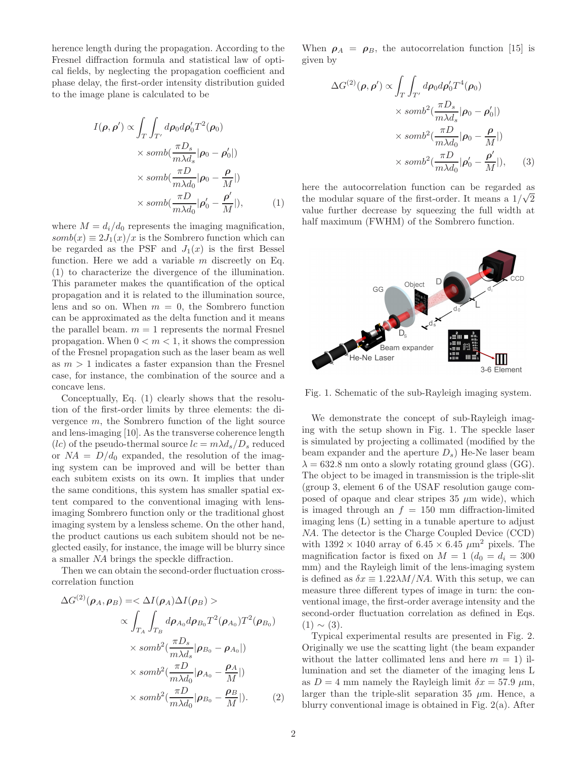herence length during the propagation. According to the Fresnel diffraction formula and statistical law of optical fields, by neglecting the propagation coefficient and phase delay, the first-order intensity distribution guided to the image plane is calculated to be

$$
\begin{aligned}
I(\boldsymbol{\rho}, \boldsymbol{\rho}') \propto & \int_T \int_{T'} d\boldsymbol{\rho}_0 d\boldsymbol{\rho}'_0 T^2(\boldsymbol{\rho}_0) \\
& \times somb(\frac{\pi D_s}{m\lambda d_s}|\boldsymbol{\rho}_0 - \boldsymbol{\rho}'_0|) \\
& \times somb(\frac{\pi D}{m\lambda d_0}|\boldsymbol{\rho}_0 - \frac{\boldsymbol{\rho}}{M}|) \\
& \times somb(\frac{\pi D}{m\lambda d_0}|\boldsymbol{\rho}'_0 - \frac{\boldsymbol{\rho}'}{M}|), \qquad (1)
\end{aligned}
$$

where $M = d_i/d_0$ represents the imaging magnification, $somb(x) \equiv 2J_1(x)/x$ is the Sombrero function which can be regarded as the PSF and $J_1(x)$ is the first Bessel function. Here we add a variable $m$ discreetly on Eq. (1) to characterize the divergence of the illumination. This parameter makes the quantification of the optical propagation and it is related to the illumination source, lens and so on. When $m = 0$, the Sombrero function can be approximated as the delta function and it means the parallel beam. $m = 1$ represents the normal Fresnel propagation. When $0 < m < 1$, it shows the compression of the Fresnel propagation such as the laser beam as well as $m > 1$ indicates a faster expansion than the Fresnel case, for instance, the combination of the source and a concave lens.

Conceptually, Eq. (1) clearly shows that the resolution of the first-order limits by three elements: the divergence $m$, the Sombrero function of the light source and lens-imaging [10]. As the transverse coherence length ($lc$) of the pseudo-thermal source $lc = m\lambda d_s/D_s$ reduced or $NA = D/d_0$ expanded, the resolution of the imaging system can be improved and will be better than each subitem exists on its own. It implies that under the same conditions, this system has smaller spatial extent compared to the conventional imaging with lens-imaging Sombrero function only or the traditional ghost imaging system by a lensless scheme. On the other hand, the product cautions us each subitem should not be neglected easily, for instance, the image will be blurry since a smaller $NA$ brings the speckle diffraction.

Then we can obtain the second-order fluctuation cross-correlation function

$$
\begin{aligned}
\Delta G^{(2)}(\boldsymbol{\rho}_A, \boldsymbol{\rho}_B) = & < \Delta I(\boldsymbol{\rho}_A)\Delta I(\boldsymbol{\rho}_B) > \\
\propto & \int_{T_A} \int_{T_B} d\boldsymbol{\rho}_{A_0} d\boldsymbol{\rho}_{B_0} T^2(\boldsymbol{\rho}_{A_0}) T^2(\boldsymbol{\rho}_{B_0}) \\
& \times somb^2(\frac{\pi D_s}{m\lambda d_s}|\boldsymbol{\rho}_{B_0} - \boldsymbol{\rho}_{A_0}|) \\
& \times somb^2(\frac{\pi D}{m\lambda d_0}|\boldsymbol{\rho}_{A_0} - \frac{\boldsymbol{\rho}_A}{M}|) \\
& \times somb^2(\frac{\pi D}{m\lambda d_0}|\boldsymbol{\rho}_{B_0} - \frac{\boldsymbol{\rho}_B}{M}|). \qquad (2)
\end{aligned}
$$

When $\boldsymbol{\rho}_A = \boldsymbol{\rho}_B$, the autocorrelation function [15] is given by

$$
\begin{aligned}
\Delta G^{(2)}(\boldsymbol{\rho}, \boldsymbol{\rho}') \propto & \int_T \int_{T'} d\boldsymbol{\rho}_0 d\boldsymbol{\rho}'_0 T^4(\boldsymbol{\rho}_0) \\
& \times somb^2(\frac{\pi D_s}{m\lambda d_s}|\boldsymbol{\rho}_0 - \boldsymbol{\rho}'_0|) \\
& \times somb^2(\frac{\pi D}{m\lambda d_0}|\boldsymbol{\rho}_0 - \frac{\boldsymbol{\rho}}{M}|) \\
& \times somb^2(\frac{\pi D}{m\lambda d_0}|\boldsymbol{\rho}'_0 - \frac{\boldsymbol{\rho}'}{M}|), \qquad (3)
\end{aligned}
$$

here the autocorrelation function can be regarded as the modular square of the first-order. It means a $1/\sqrt{2}$ value further decrease by squeezing the full width at half maximum (FWHM) of the Sombrero function.

Fig. 1. Schematic of the sub-Rayleigh imaging system.

We demonstrate the concept of sub-Rayleigh imaging with the setup shown in Fig. 1. The speckle laser is simulated by projecting a collimated (modified by the beam expander and the aperture $D_s$) He-Ne laser beam $\lambda = 632.8$ nm onto a slowly rotating ground glass (GG). The object to be imaged in transmission is the triple-slit (group 3, element 6 of the USAF resolution gauge composed of opaque and clear stripes 35 $\mu$m wide), which is imaged through an $f = 150$ mm diffraction-limited imaging lens (L) setting in a tunable aperture to adjust $NA$. The detector is the Charge Coupled Device (CCD) with $1392 \times 1040$ array of $6.45 \times 6.45$ $\mu$m$^2$ pixels. The magnification factor is fixed on $M = 1$ ($d_0 = d_i = 300$ mm) and the Rayleigh limit of the lens-imaging system is defined as $\delta x \equiv 1.22\lambda M/NA$. With this setup, we can measure three different types of image in turn: the conventional image, the first-order average intensity and the second-order fluctuation correlation as defined in Eqs. (1) $\sim$ (3).

Typical experimental results are presented in Fig. 2. Originally we use the scatting light (the beam expander without the latter collimated lens and here $m = 1$) illumination and set the diameter of the imaging lens L as $D = 4$ mm namely the Rayleigh limit $\delta x = 57.9$ $\mu$m, larger than the triple-slit separation 35 $\mu$m. Hence, a blurry conventional image is obtained in Fig. 2(a). After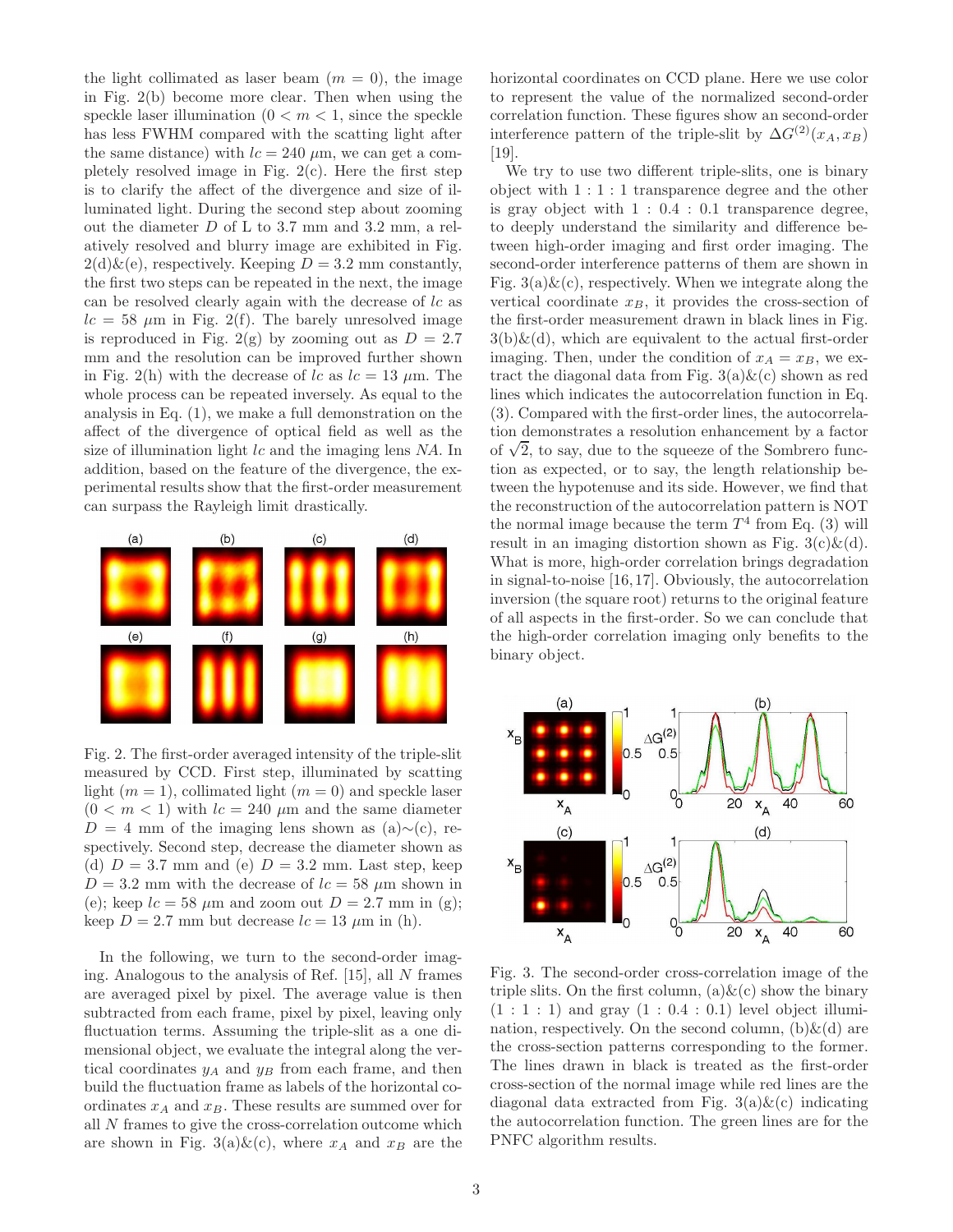the light collimated as laser beam ($m = 0$), the image in Fig. 2(b) become more clear. Then when using the speckle laser illumination ($0 < m < 1$, since the speckle has less FWHM compared with the scattering light after the same distance) with $lc = 240$ $\mu$m, we can get a completely resolved image in Fig. 2(c). Here the first step is to clarify the affect of the divergence and size of illuminated light. During the second step about zooming out the diameter $D$ of L to 3.7 mm and 3.2 mm, a relatively resolved and blurry image are exhibited in Fig. 2(d)&(e), respectively. Keeping $D = 3.2$ mm constantly, the first two steps can be repeated in the next, the image can be resolved clearly again with the decrease of $lc$ as $lc = 58$ $\mu$m in Fig. 2(f). The barely unresolved image is reproduced in Fig. 2(g) by zooming out as $D = 2.7$ mm and the resolution can be improved further shown in Fig. 2(h) with the decrease of $lc$ as $lc = 13$ $\mu$m. The whole process can be repeated inversely. As equal to the analysis in Eq. (1), we make a full demonstration on the affect of the divergence of optical field as well as the size of illumination light $lc$ and the imaging lens $NA$. In addition, based on the feature of the divergence, the experimental results show that the first-order measurement can surpass the Rayleigh limit drastically.

Fig. 2. The first-order averaged intensity of the triple-slit measured by CCD. First step, illuminated by scattering light ($m = 1$), collimated light ($m = 0$) and speckle laser ($0 < m < 1$) with $lc = 240$ $\mu$m and the same diameter $D = 4$ mm of the imaging lens shown as (a)$\sim$(c), respectively. Second step, decrease the diameter shown as (d) $D = 3.7$ mm and (e) $D = 3.2$ mm. Last step, keep $D = 3.2$ mm with the decrease of $lc = 58$ $\mu$m shown in (e); keep $lc = 58$ $\mu$m and zoom out $D = 2.7$ mm in (g); keep $D = 2.7$ mm but decrease $lc = 13$ $\mu$m in (h).

In the following, we turn to the second-order imaging. Analogous to the analysis of Ref. [15], all $N$ frames are averaged pixel by pixel. The average value is then subtracted from each frame, pixel by pixel, leaving only fluctuation terms. Assuming the triple-slit as a one dimensional object, we evaluate the integral along the vertical coordinates $y_A$ and $y_B$ from each frame, and then build the fluctuation frame as labels of the horizontal coordinates $x_A$ and $x_B$. These results are summed over for all $N$ frames to give the cross-correlation outcome which are shown in Fig. 3(a)&(c), where $x_A$ and $x_B$ are the horizontal coordinates on CCD plane. Here we use color to represent the value of the normalized second-order correlation function. These figures show an second-order interference pattern of the triple-slit by $\Delta G^{(2)}(x_A, x_B)$ [19].

We try to use two different triple-slits, one is binary object with $1 : 1 : 1$ transparence degree and the other is gray object with $1 : 0.4 : 0.1$ transparence degree, to deeply understand the similarity and difference between high-order imaging and first order imaging. The second-order interference patterns of them are shown in Fig. 3(a)&(c), respectively. When we integrate along the vertical coordinate $x_B$, it provides the cross-section of the first-order measurement drawn in black lines in Fig. 3(b)&(d), which are equivalent to the actual first-order imaging. Then, under the condition of $x_A = x_B$, we extract the diagonal data from Fig. 3(a)&(c) shown as red lines which indicates the autocorrelation function in Eq. (3). Compared with the first-order lines, the autocorrelation demonstrates a resolution enhancement by a factor of $\sqrt{2}$, to say, due to the squeeze of the Sombrero function as expected, or to say, the length relationship between the hypotenuse and its side. However, we find that the reconstruction of the autocorrelation pattern is NOT the normal image because the term $T^4$ from Eq. (3) will result in an imaging distortion shown as Fig. 3(c)&(d). What is more, high-order correlation brings degradation in signal-to-noise [16,17]. Obviously, the autocorrelation inversion (the square root) returns to the original feature of all aspects in the first-order. So we can conclude that the high-order correlation imaging only benefits to the binary object.

Fig. 3. The second-order cross-correlation image of the triple slits. On the first column, (a)&(c) show the binary ($1 : 1 : 1$) and gray ($1 : 0.4 : 0.1$) level object illumination, respectively. On the second column, (b)&(d) are the cross-section patterns corresponding to the former. The lines drawn in black is treated as the first-order cross-section of the normal image while red lines are the diagonal data extracted from Fig. 3(a)&(c) indicating the autocorrelation function. The green lines are for the PNFC algorithm results.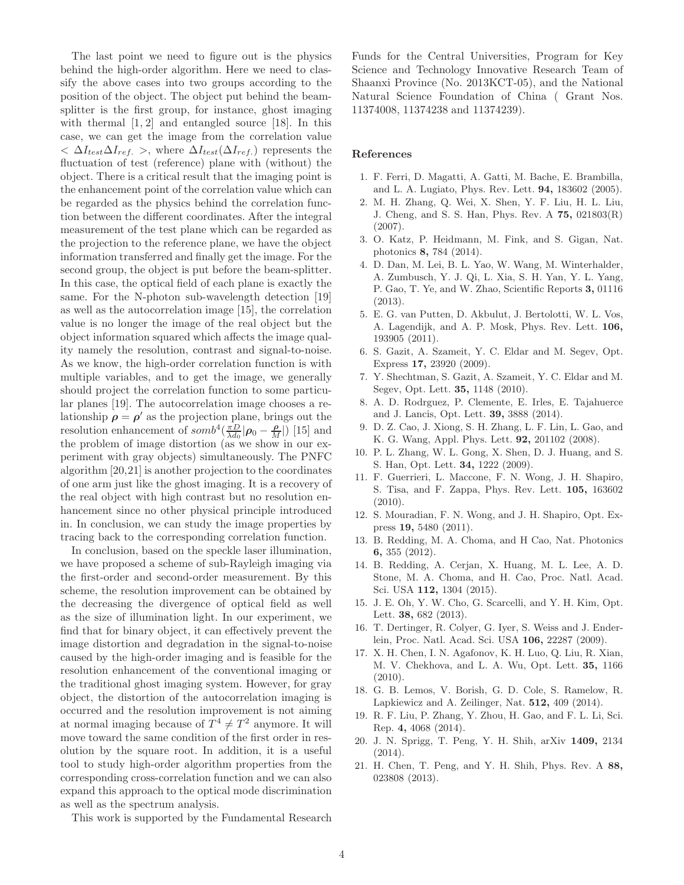The last point we need to figure out is the physics behind the high-order algorithm. Here we need to classify the above cases into two groups according to the position of the object. The object put behind the beam-splitter is the first group, for instance, ghost imaging with thermal [1, 2] and entangled source [18]. In this case, we can get the image from the correlation value $< \Delta I_{test} \Delta I_{ref.} >$, where $\Delta I_{test}(\Delta I_{ref.})$ represents the fluctuation of test (reference) plane with (without) the object. There is a critical result that the imaging point is the enhancement point of the correlation value which can be regarded as the physics behind the correlation function between the different coordinates. After the integral measurement of the test plane which can be regarded as the projection to the reference plane, we have the object information transferred and finally get the image. For the second group, the object is put before the beam-splitter. In this case, the optical field of each plane is exactly the same. For the N-photon sub-wavelength detection [19] as well as the autocorrelation image [15], the correlation value is no longer the image of the real object but the object information squared which affects the image quality namely the resolution, contrast and signal-to-noise. As we know, the high-order correlation function is with multiple variables, and to get the image, we generally should project the correlation function to some particular planes [19]. The autocorrelation image chooses a relationship $\boldsymbol{\rho} = \boldsymbol{\rho}'$ as the projection plane, brings out the resolution enhancement of $somb^4(\frac{\pi D}{\lambda d_0}|\boldsymbol{\rho}_0 - \frac{\boldsymbol{\rho}}{M}|)$ [15] and the problem of image distortion (as we show in our experiment with gray objects) simultaneously. The PNFC algorithm [20,21] is another projection to the coordinates of one arm just like the ghost imaging. It is a recovery of the real object with high contrast but no resolution enhancement since no other physical principle introduced in. In conclusion, we can study the image properties by tracing back to the corresponding correlation function.

In conclusion, based on the speckle laser illumination, we have proposed a scheme of sub-Rayleigh imaging via the first-order and second-order measurement. By this scheme, the resolution improvement can be obtained by the decreasing the divergence of optical field as well as the size of illumination light. In our experiment, we find that for binary object, it can effectively prevent the image distortion and degradation in the signal-to-noise caused by the high-order imaging and is feasible for the resolution enhancement of the conventional imaging or the traditional ghost imaging system. However, for gray object, the distortion of the autocorrelation imaging is occurred and the resolution improvement is not aiming at normal imaging because of $T^4 \neq T^2$ anymore. It will move toward the same condition of the first order in resolution by the square root. In addition, it is a useful tool to study high-order algorithm properties from the corresponding cross-correlation function and we can also expand this approach to the optical mode discrimination as well as the spectrum analysis.

This work is supported by the Fundamental Research Funds for the Central Universities, Program for Key Science and Technology Innovative Research Team of Shaanxi Province (No. 2013KCT-05), and the National Natural Science Foundation of China ( Grant Nos. 11374008, 11374238 and 11374239).

## References

1. F. Ferri, D. Magatti, A. Gatti, M. Bache, E. Brambilla, and L. A. Lugiato, Phys. Rev. Lett. **94,** 183602 (2005).
2. M. H. Zhang, Q. Wei, X. Shen, Y. F. Liu, H. L. Liu, J. Cheng, and S. S. Han, Phys. Rev. A **75,** 021803(R) (2007).
3. O. Katz, P. Heidmann, M. Fink, and S. Gigan, Nat. photonics **8,** 784 (2014).
4. D. Dan, M. Lei, B. L. Yao, W. Wang, M. Winterhalder, A. Zumbusch, Y. J. Qi, L. Xia, S. H. Yan, Y. L. Yang, P. Gao, T. Ye, and W. Zhao, Scientific Reports **3,** 01116 (2013).
5. E. G. van Putten, D. Akbulut, J. Bertolotti, W. L. Vos, A. Lagendijk, and A. P. Mosk, Phys. Rev. Lett. **106,** 193905 (2011).
6. S. Gazit, A. Szameit, Y. C. Eldar and M. Segev, Opt. Express **17,** 23920 (2009).
7. Y. Shechtman, S. Gazit, A. Szameit, Y. C. Eldar and M. Segev, Opt. Lett. **35,** 1148 (2010).
8. A. D. Rodrguez, P. Clemente, E. Irles, E. Tajahuerce and J. Lancis, Opt. Lett. **39,** 3888 (2014).
9. D. Z. Cao, J. Xiong, S. H. Zhang, L. F. Lin, L. Gao, and K. G. Wang, Appl. Phys. Lett. **92,** 201102 (2008).
10. P. L. Zhang, W. L. Gong, X. Shen, D. J. Huang, and S. S. Han, Opt. Lett. **34,** 1222 (2009).
11. F. Guerrieri, L. Maccone, F. N. Wong, J. H. Shapiro, S. Tisa, and F. Zappa, Phys. Rev. Lett. **105,** 163602 (2010).
12. S. Mouradian, F. N. Wong, and J. H. Shapiro, Opt. Express **19,** 5480 (2011).
13. B. Redding, M. A. Choma, and H Cao, Nat. Photonics **6,** 355 (2012).
14. B. Redding, A. Cerjan, X. Huang, M. L. Lee, A. D. Stone, M. A. Choma, and H. Cao, Proc. Natl. Acad. Sci. USA **112,** 1304 (2015).
15. J. E. Oh, Y. W. Cho, G. Scarcelli, and Y. H. Kim, Opt. Lett. **38,** 682 (2013).
16. T. Dertinger, R. Colyer, G. Iyer, S. Weiss and J. Enderlein, Proc. Natl. Acad. Sci. USA **106,** 22287 (2009).
17. X. H. Chen, I. N. Agafonov, K. H. Luo, Q. Liu, R. Xian, M. V. Chekhova, and L. A. Wu, Opt. Lett. **35,** 1166 (2010).
18. G. B. Lemos, V. Borish, G. D. Cole, S. Ramelow, R. Lapkiewicz and A. Zeilinger, Nat. **512,** 409 (2014).
19. R. F. Liu, P. Zhang, Y. Zhou, H. Gao, and F. L. Li, Sci. Rep. **4,** 4068 (2014).
20. J. N. Sprigg, T. Peng, Y. H. Shih, arXiv **1409,** 2134 (2014).
21. H. Chen, T. Peng, and Y. H. Shih, Phys. Rev. A **88,** 023808 (2013).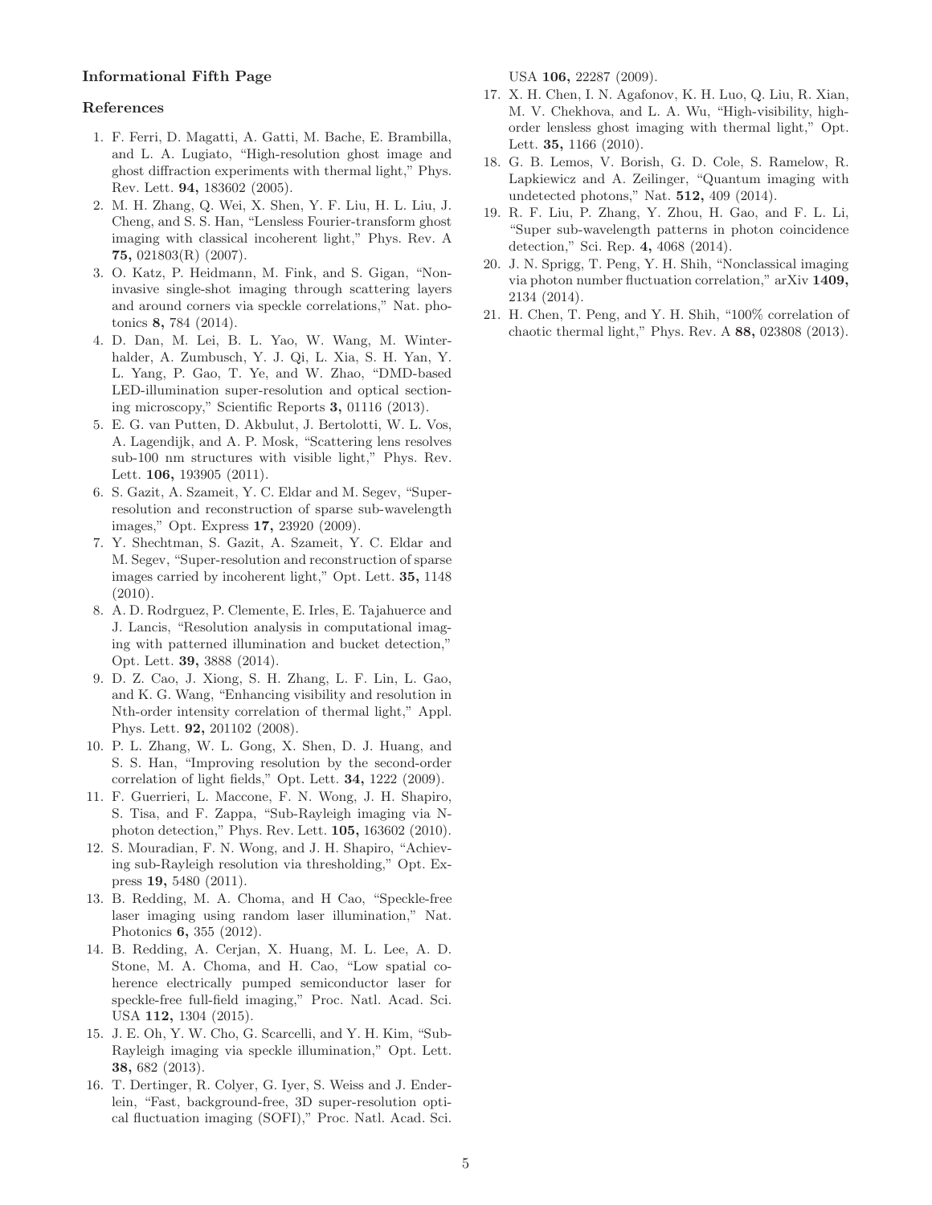## Informational Fifth Page

## References

1. F. Ferri, D. Magatti, A. Gatti, M. Bache, E. Brambilla, and L. A. Lugiato, "High-resolution ghost image and ghost diffraction experiments with thermal light," Phys. Rev. Lett. **94,** 183602 (2005).
2. M. H. Zhang, Q. Wei, X. Shen, Y. F. Liu, H. L. Liu, J. Cheng, and S. S. Han, "Lensless Fourier-transform ghost imaging with classical incoherent light," Phys. Rev. A **75,** 021803(R) (2007).
3. O. Katz, P. Heidmann, M. Fink, and S. Gigan, "Non-invasive single-shot imaging through scattering layers and around corners via speckle correlations," Nat. photonics **8,** 784 (2014).
4. D. Dan, M. Lei, B. L. Yao, W. Wang, M. Winterhalder, A. Zumbusch, Y. J. Qi, L. Xia, S. H. Yan, Y. L. Yang, P. Gao, T. Ye, and W. Zhao, "DMD-based LED-illumination super-resolution and optical sectioning microscopy," Scientific Reports **3,** 01116 (2013).
5. E. G. van Putten, D. Akbulut, J. Bertolotti, W. L. Vos, A. Lagendijk, and A. P. Mosk, "Scattering lens resolves sub-100 nm structures with visible light," Phys. Rev. Lett. **106,** 193905 (2011).
6. S. Gazit, A. Szameit, Y. C. Eldar and M. Segev, "Super-resolution and reconstruction of sparse sub-wavelength images," Opt. Express **17,** 23920 (2009).
7. Y. Shechtman, S. Gazit, A. Szameit, Y. C. Eldar and M. Segev, "Super-resolution and reconstruction of sparse images carried by incoherent light," Opt. Lett. **35,** 1148 (2010).
8. A. D. Rodrguez, P. Clemente, E. Irles, E. Tajahuerce and J. Lancis, "Resolution analysis in computational imaging with patterned illumination and bucket detection," Opt. Lett. **39,** 3888 (2014).
9. D. Z. Cao, J. Xiong, S. H. Zhang, L. F. Lin, L. Gao, and K. G. Wang, "Enhancing visibility and resolution in Nth-order intensity correlation of thermal light," Appl. Phys. Lett. **92,** 201102 (2008).
10. P. L. Zhang, W. L. Gong, X. Shen, D. J. Huang, and S. S. Han, "Improving resolution by the second-order correlation of light fields," Opt. Lett. **34,** 1222 (2009).
11. F. Guerrieri, L. Maccone, F. N. Wong, J. H. Shapiro, S. Tisa, and F. Zappa, "Sub-Rayleigh imaging via N-photon detection," Phys. Rev. Lett. **105,** 163602 (2010).
12. S. Mouradian, F. N. Wong, and J. H. Shapiro, "Achieving sub-Rayleigh resolution via thresholding," Opt. Express **19,** 5480 (2011).
13. B. Redding, M. A. Choma, and H Cao, "Speckle-free laser imaging using random laser illumination," Nat. Photonics **6,** 355 (2012).
14. B. Redding, A. Cerjan, X. Huang, M. L. Lee, A. D. Stone, M. A. Choma, and H. Cao, "Low spatial coherence electrically pumped semiconductor laser for speckle-free full-field imaging," Proc. Natl. Acad. Sci. USA **112,** 1304 (2015).
15. J. E. Oh, Y. W. Cho, G. Scarcelli, and Y. H. Kim, "Sub-Rayleigh imaging via speckle illumination," Opt. Lett. **38,** 682 (2013).
16. T. Dertinger, R. Colyer, G. Iyer, S. Weiss and J. Enderlein, "Fast, background-free, 3D super-resolution optical fluctuation imaging (SOFI)," Proc. Natl. Acad. Sci. USA **106,** 22287 (2009).
17. X. H. Chen, I. N. Agafonov, K. H. Luo, Q. Liu, R. Xian, M. V. Chekhova, and L. A. Wu, "High-visibility, high-order lensless ghost imaging with thermal light," Opt. Lett. **35,** 1166 (2010).
18. G. B. Lemos, V. Borish, G. D. Cole, S. Ramelow, R. Lapkiewicz and A. Zeilinger, "Quantum imaging with undetected photons," Nat. **512,** 409 (2014).
19. R. F. Liu, P. Zhang, Y. Zhou, H. Gao, and F. L. Li, "Super sub-wavelength patterns in photon coincidence detection," Sci. Rep. **4,** 4068 (2014).
20. J. N. Sprigg, T. Peng, Y. H. Shih, "Nonclassical imaging via photon number fluctuation correlation," arXiv **1409,** 2134 (2014).
21. H. Chen, T. Peng, and Y. H. Shih, "100% correlation of chaotic thermal light," Phys. Rev. A **88,** 023808 (2013).